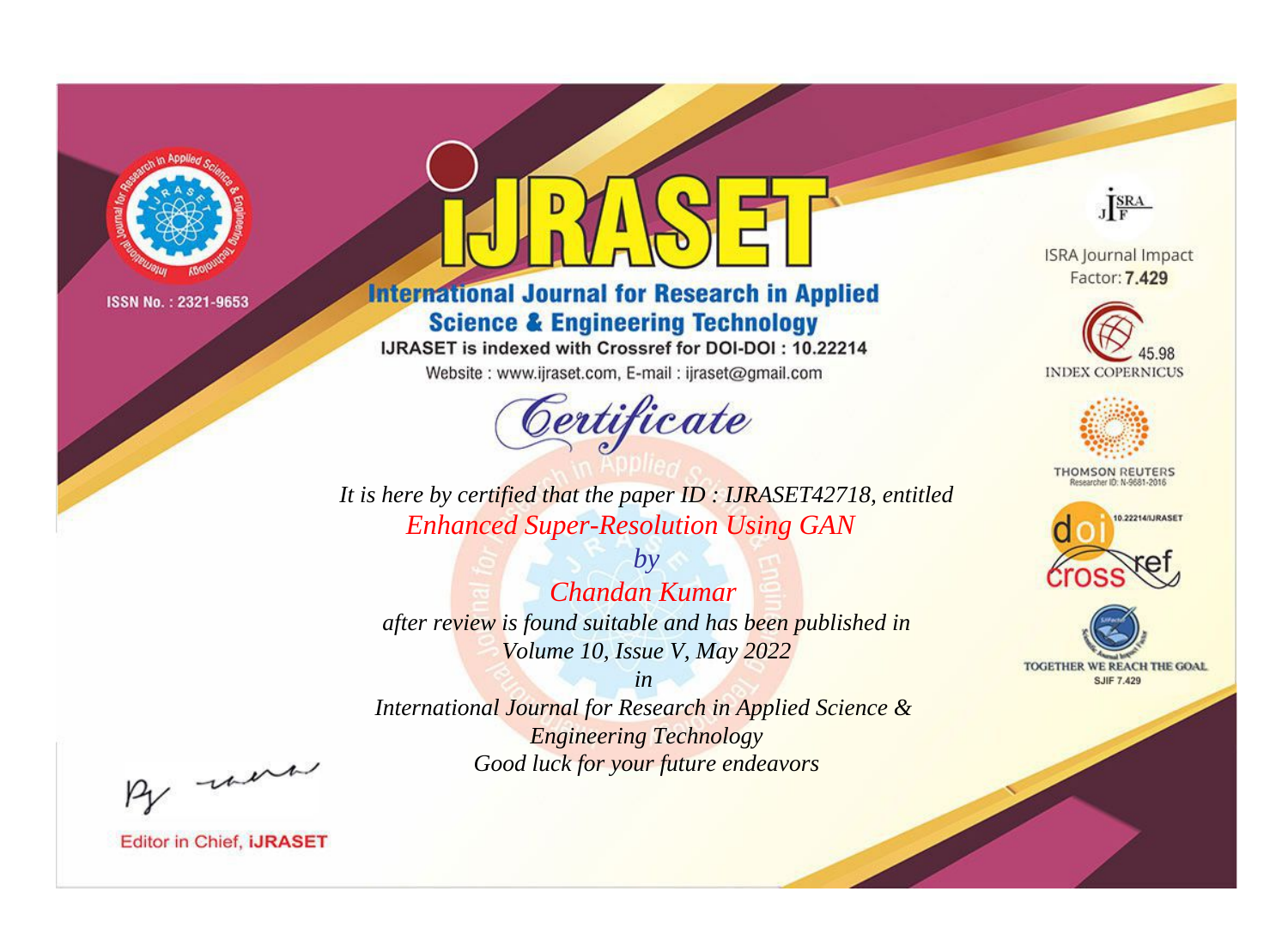ISSN No. : 2321-9653

# iJRASET

## International Journal for Research in Applied Science & Engineering Technology

IJRASET is indexed with Crossref for DOI-DOI : 10.22214

Website : www.ijraset.com, E-mail : ijraset@gmail.com

ISRA Journal Impact Factor: **7.429**

45.98 INDEX COPERNICUS

THOMSON REUTERS Researcher ID: N-9681-2016

10.22214/IJRASET

TOGETHER WE REACH THE GOAL SJIF 7.429

# *Certificate*

*It is here by certified that the paper ID : IJRASET42718, entitled*

*Enhanced Super-Resolution Using GAN*

*by*

*Chandan Kumar*

*after review is found suitable and has been published in*

*Volume 10, Issue V, May 2022*

*in*

*International Journal for Research in Applied Science & Engineering Technology*

*Good luck for your future endeavors*

Editor in Chief, **iJRASET**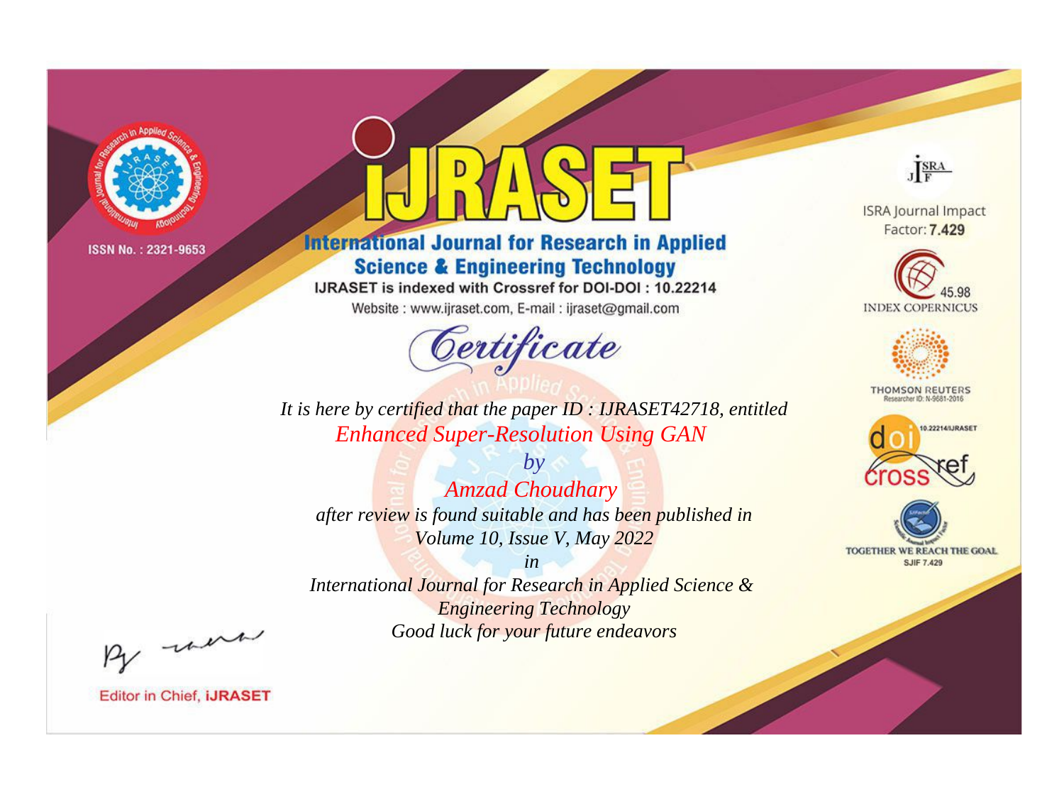ISSN No. : 2321-9653

# iJRASET

## International Journal for Research in Applied Science & Engineering Technology

IJRASET is indexed with Crossref for DOI-DOI : 10.22214

Website : www.ijraset.com, E-mail : ijraset@gmail.com

ISRA Journal Impact Factor: **7.429**

45.98 INDEX COPERNICUS

THOMSON REUTERS Researcher ID: N-9681-2016

10.22214/IJRASET

TOGETHER WE REACH THE GOAL SJIF 7.429

*Certificate*

*It is here by certified that the paper ID : IJRASET42718, entitled*

*Enhanced Super-Resolution Using GAN*

*by*

*Amzad Choudhary*

*after review is found suitable and has been published in*

*Volume 10, Issue V, May 2022*

*in*

*International Journal for Research in Applied Science & Engineering Technology*

*Good luck for your future endeavors*

Editor in Chief, **iJRASET**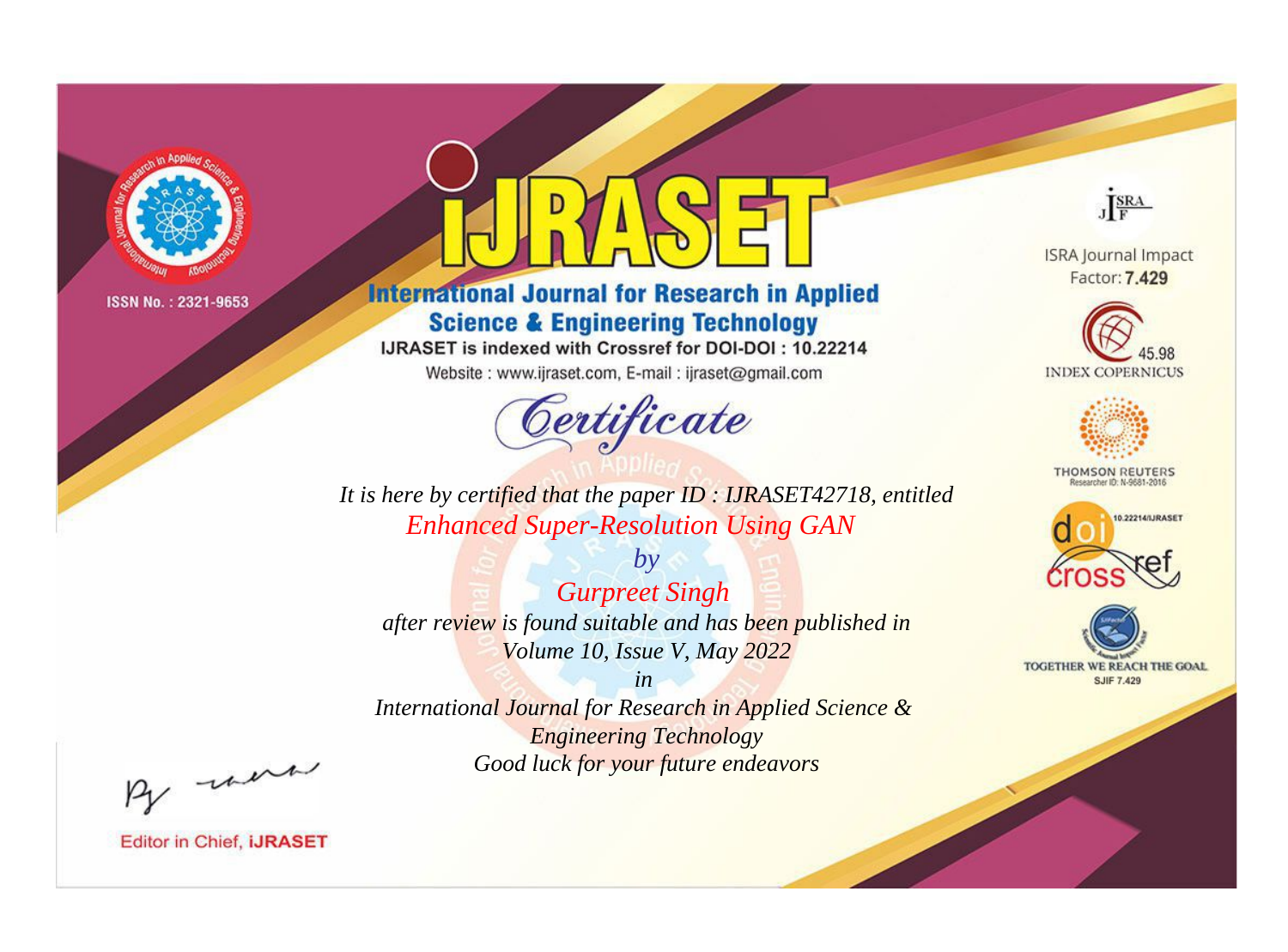ISSN No. : 2321-9653

# iJRASET

## International Journal for Research in Applied Science & Engineering Technology

IJRASET is indexed with Crossref for DOI-DOI : 10.22214

Website : www.ijraset.com, E-mail : ijraset@gmail.com

ISRA Journal Impact Factor: **7.429**

45.98 INDEX COPERNICUS

THOMSON REUTERS Researcher ID: N-9681-2016

10.22214/IJRASET

TOGETHER WE REACH THE GOAL SJIF 7.429

# *Certificate*

*It is here by certified that the paper ID : IJRASET42718, entitled*

*Enhanced Super-Resolution Using GAN*

*by*

*Gurpreet Singh*

*after review is found suitable and has been published in*

*Volume 10, Issue V, May 2022*

*in*

*International Journal for Research in Applied Science & Engineering Technology*

*Good luck for your future endeavors*

Editor in Chief, **iJRASET**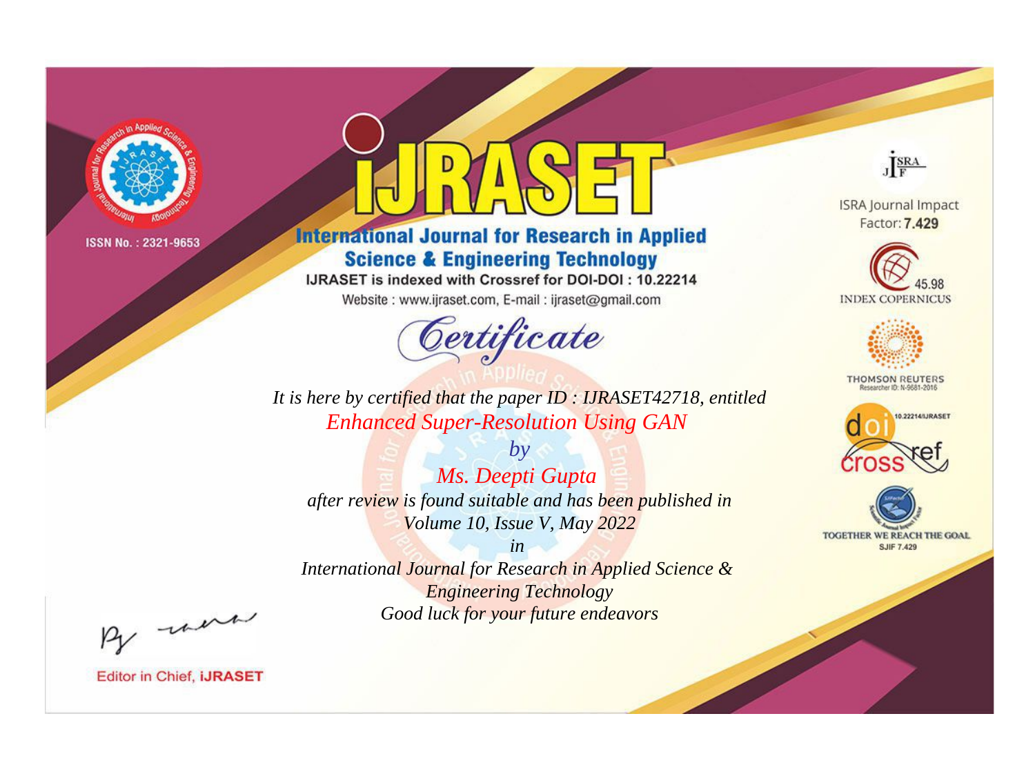ISSN No. : 2321-9653

# iJRASET

## International Journal for Research in Applied Science & Engineering Technology

IJRASET is indexed with Crossref for DOI-DOI : 10.22214

Website : www.ijraset.com, E-mail : ijraset@gmail.com

ISRA Journal Impact Factor: **7.429**

45.98 INDEX COPERNICUS

THOMSON REUTERS Researcher ID: N-9681-2016

10.22214/IJRASET

TOGETHER WE REACH THE GOAL SJIF 7.429

# *Certificate*

*It is here by certified that the paper ID : IJRASET42718, entitled*

*Enhanced Super-Resolution Using GAN*

*by*

*Ms. Deepti Gupta*

*after review is found suitable and has been published in*

*Volume 10, Issue V, May 2022*

*in*

*International Journal for Research in Applied Science & Engineering Technology*

*Good luck for your future endeavors*

Editor in Chief, **iJRASET**